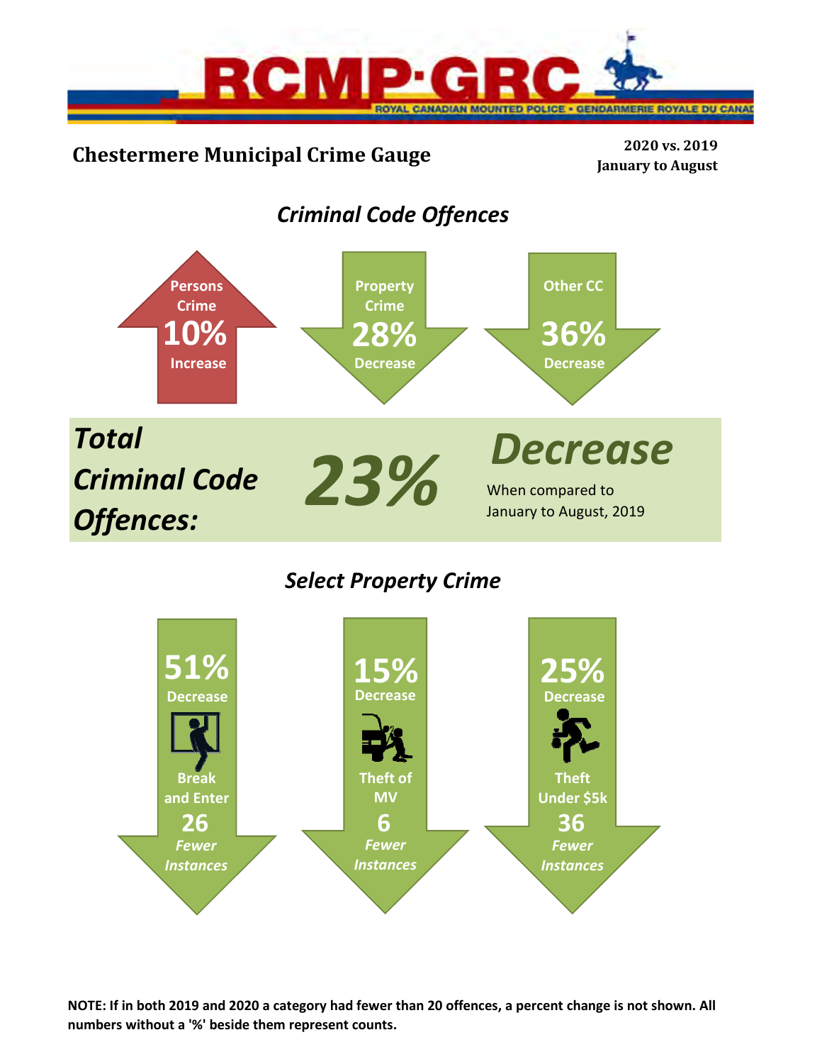RCMP·GRC

ROYAL CANADIAN MOUNTED POLICE • GENDARMERIE ROYALE DU CANADA

# Chestermere Municipal Crime Gauge

**2020 vs. 2019**
**January to August**

## *Criminal Code Offences*

**Persons Crime**
**10%**
**Increase**

**Property Crime**
**28%**
**Decrease**

**Other CC**
**36%**
**Decrease**

***Total Criminal Code Offences:*** ***23%*** ***Decrease***

When compared to January to August, 2019

## *Select Property Crime*

**51%**
**Decrease**
**Break and Enter**
**26**
***Fewer Instances***

**15%**
**Decrease**
**Theft of MV**
**6**
***Fewer Instances***

**25%**
**Decrease**
**Theft Under $5k**
**36**
***Fewer Instances***

**NOTE: If in both 2019 and 2020 a category had fewer than 20 offences, a percent change is not shown. All numbers without a '%' beside them represent counts.**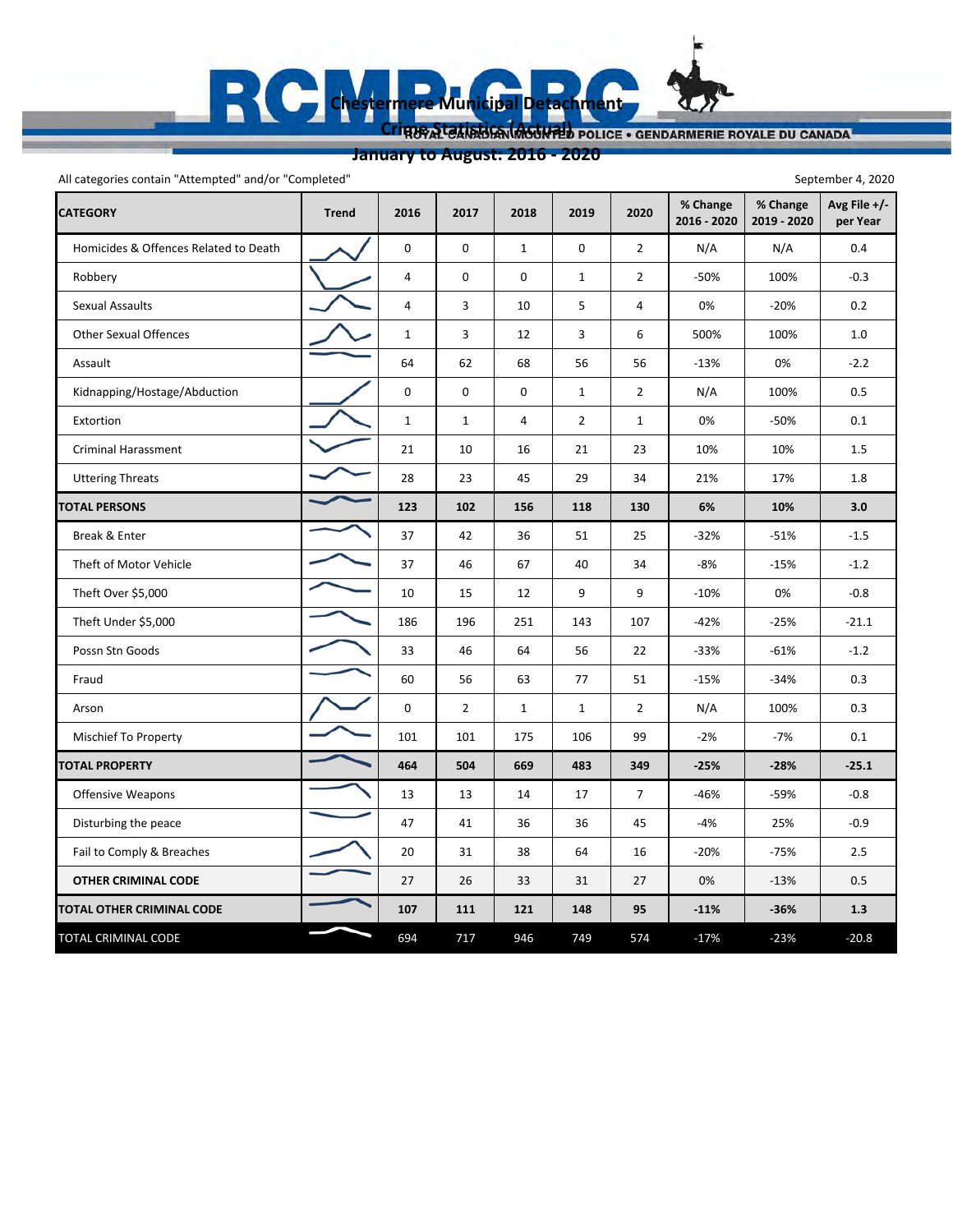# Chestermere Municipal Detachment

## Crime Statistics (Actual)

## January to August: 2016 - 2020

All categories contain "Attempted" and/or "Completed"

September 4, 2020

| CATEGORY | Trend | 2016 | 2017 | 2018 | 2019 | 2020 | % Change 2016 - 2020 | % Change 2019 - 2020 | Avg File +/- per Year |
|---|---|---|---|---|---|---|---|---|---|
| Homicides & Offences Related to Death | | 0 | 0 | 1 | 0 | 2 | N/A | N/A | 0.4 |
| Robbery | | 4 | 0 | 0 | 1 | 2 | -50% | 100% | -0.3 |
| Sexual Assaults | | 4 | 3 | 10 | 5 | 4 | 0% | -20% | 0.2 |
| Other Sexual Offences | | 1 | 3 | 12 | 3 | 6 | 500% | 100% | 1.0 |
| Assault | | 64 | 62 | 68 | 56 | 56 | -13% | 0% | -2.2 |
| Kidnapping/Hostage/Abduction | | 0 | 0 | 0 | 1 | 2 | N/A | 100% | 0.5 |
| Extortion | | 1 | 1 | 4 | 2 | 1 | 0% | -50% | 0.1 |
| Criminal Harassment | | 21 | 10 | 16 | 21 | 23 | 10% | 10% | 1.5 |
| Uttering Threats | | 28 | 23 | 45 | 29 | 34 | 21% | 17% | 1.8 |
| **TOTAL PERSONS** | | **123** | **102** | **156** | **118** | **130** | **6%** | **10%** | **3.0** |
| Break & Enter | | 37 | 42 | 36 | 51 | 25 | -32% | -51% | -1.5 |
| Theft of Motor Vehicle | | 37 | 46 | 67 | 40 | 34 | -8% | -15% | -1.2 |
| Theft Over $5,000 | | 10 | 15 | 12 | 9 | 9 | -10% | 0% | -0.8 |
| Theft Under $5,000 | | 186 | 196 | 251 | 143 | 107 | -42% | -25% | -21.1 |
| Possn Stn Goods | | 33 | 46 | 64 | 56 | 22 | -33% | -61% | -1.2 |
| Fraud | | 60 | 56 | 63 | 77 | 51 | -15% | -34% | 0.3 |
| Arson | | 0 | 2 | 1 | 1 | 2 | N/A | 100% | 0.3 |
| Mischief To Property | | 101 | 101 | 175 | 106 | 99 | -2% | -7% | 0.1 |
| **TOTAL PROPERTY** | | **464** | **504** | **669** | **483** | **349** | **-25%** | **-28%** | **-25.1** |
| Offensive Weapons | | 13 | 13 | 14 | 17 | 7 | -46% | -59% | -0.8 |
| Disturbing the peace | | 47 | 41 | 36 | 36 | 45 | -4% | 25% | -0.9 |
| Fail to Comply & Breaches | | 20 | 31 | 38 | 64 | 16 | -20% | -75% | 2.5 |
| **OTHER CRIMINAL CODE** | | 27 | 26 | 33 | 31 | 27 | 0% | -13% | 0.5 |
| **TOTAL OTHER CRIMINAL CODE** | | **107** | **111** | **121** | **148** | **95** | **-11%** | **-36%** | **1.3** |
| TOTAL CRIMINAL CODE | | 694 | 717 | 946 | 749 | 574 | -17% | -23% | -20.8 |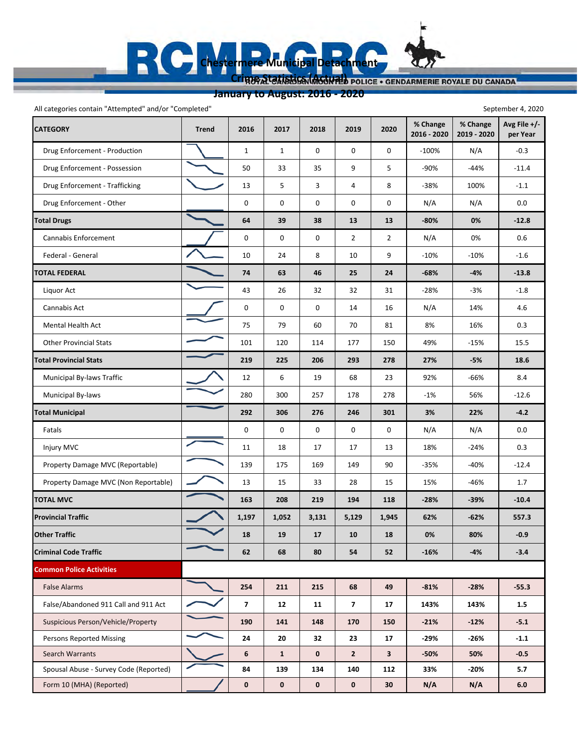# Chestermere Municipal Detachment

## Crime Statistics (Actual)

## January to August: 2016 - 2020

All categories contain "Attempted" and/or "Completed"

September 4, 2020

| CATEGORY | Trend | 2016 | 2017 | 2018 | 2019 | 2020 | % Change 2016 - 2020 | % Change 2019 - 2020 | Avg File +/- per Year |
|---|---|---|---|---|---|---|---|---|---|
| Drug Enforcement - Production | | 1 | 1 | 0 | 0 | 0 | -100% | N/A | -0.3 |
| Drug Enforcement - Possession | | 50 | 33 | 35 | 9 | 5 | -90% | -44% | -11.4 |
| Drug Enforcement - Trafficking | | 13 | 5 | 3 | 4 | 8 | -38% | 100% | -1.1 |
| Drug Enforcement - Other | | 0 | 0 | 0 | 0 | 0 | N/A | N/A | 0.0 |
| **Total Drugs** | | **64** | **39** | **38** | **13** | **13** | **-80%** | **0%** | **-12.8** |
| Cannabis Enforcement | | 0 | 0 | 0 | 2 | 2 | N/A | 0% | 0.6 |
| Federal - General | | 10 | 24 | 8 | 10 | 9 | -10% | -10% | -1.6 |
| **TOTAL FEDERAL** | | **74** | **63** | **46** | **25** | **24** | **-68%** | **-4%** | **-13.8** |
| Liquor Act | | 43 | 26 | 32 | 32 | 31 | -28% | -3% | -1.8 |
| Cannabis Act | | 0 | 0 | 0 | 14 | 16 | N/A | 14% | 4.6 |
| Mental Health Act | | 75 | 79 | 60 | 70 | 81 | 8% | 16% | 0.3 |
| Other Provincial Stats | | 101 | 120 | 114 | 177 | 150 | 49% | -15% | 15.5 |
| **Total Provincial Stats** | | **219** | **225** | **206** | **293** | **278** | **27%** | **-5%** | **18.6** |
| Municipal By-laws Traffic | | 12 | 6 | 19 | 68 | 23 | 92% | -66% | 8.4 |
| Municipal By-laws | | 280 | 300 | 257 | 178 | 278 | -1% | 56% | -12.6 |
| **Total Municipal** | | **292** | **306** | **276** | **246** | **301** | **3%** | **22%** | **-4.2** |
| Fatals | | 0 | 0 | 0 | 0 | 0 | N/A | N/A | 0.0 |
| Injury MVC | | 11 | 18 | 17 | 17 | 13 | 18% | -24% | 0.3 |
| Property Damage MVC (Reportable) | | 139 | 175 | 169 | 149 | 90 | -35% | -40% | -12.4 |
| Property Damage MVC (Non Reportable) | | 13 | 15 | 33 | 28 | 15 | 15% | -46% | 1.7 |
| **TOTAL MVC** | | **163** | **208** | **219** | **194** | **118** | **-28%** | **-39%** | **-10.4** |
| **Provincial Traffic** | | **1,197** | **1,052** | **3,131** | **5,129** | **1,945** | **62%** | **-62%** | **557.3** |
| **Other Traffic** | | **18** | **19** | **17** | **10** | **18** | **0%** | **80%** | **-0.9** |
| **Criminal Code Traffic** | | **62** | **68** | **80** | **54** | **52** | **-16%** | **-4%** | **-3.4** |
| **Common Police Activities** | | | | | | | | | |
| False Alarms | | **254** | **211** | **215** | **68** | **49** | **-81%** | **-28%** | **-55.3** |
| False/Abandoned 911 Call and 911 Act | | **7** | **12** | **11** | **7** | **17** | **143%** | **143%** | **1.5** |
| Suspicious Person/Vehicle/Property | | **190** | **141** | **148** | **170** | **150** | **-21%** | **-12%** | **-5.1** |
| Persons Reported Missing | | **24** | **20** | **32** | **23** | **17** | **-29%** | **-26%** | **-1.1** |
| Search Warrants | | **6** | **1** | **0** | **2** | **3** | **-50%** | **50%** | **-0.5** |
| Spousal Abuse - Survey Code (Reported) | | **84** | **139** | **134** | **140** | **112** | **33%** | **-20%** | **5.7** |
| Form 10 (MHA) (Reported) | | **0** | **0** | **0** | **0** | **30** | **N/A** | **N/A** | **6.0** |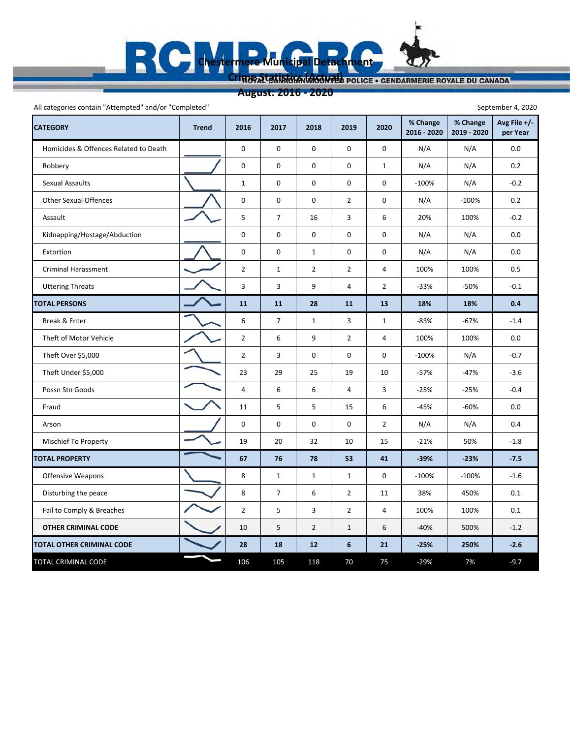# Chestermere Municipal Detachment

## Crime Statistics (Actual)

## August: 2016 - 2020

All categories contain "Attempted" and/or "Completed"

September 4, 2020

| CATEGORY | Trend | 2016 | 2017 | 2018 | 2019 | 2020 | % Change 2016 - 2020 | % Change 2019 - 2020 | Avg File +/- per Year |
|---|---|---|---|---|---|---|---|---|---|
| Homicides & Offences Related to Death | | 0 | 0 | 0 | 0 | 0 | N/A | N/A | 0.0 |
| Robbery | | 0 | 0 | 0 | 0 | 1 | N/A | N/A | 0.2 |
| Sexual Assaults | | 1 | 0 | 0 | 0 | 0 | -100% | N/A | -0.2 |
| Other Sexual Offences | | 0 | 0 | 0 | 2 | 0 | N/A | -100% | 0.2 |
| Assault | | 5 | 7 | 16 | 3 | 6 | 20% | 100% | -0.2 |
| Kidnapping/Hostage/Abduction | | 0 | 0 | 0 | 0 | 0 | N/A | N/A | 0.0 |
| Extortion | | 0 | 0 | 1 | 0 | 0 | N/A | N/A | 0.0 |
| Criminal Harassment | | 2 | 1 | 2 | 2 | 4 | 100% | 100% | 0.5 |
| Uttering Threats | | 3 | 3 | 9 | 4 | 2 | -33% | -50% | -0.1 |
| **TOTAL PERSONS** | | **11** | **11** | **28** | **11** | **13** | **18%** | **18%** | **0.4** |
| Break & Enter | | 6 | 7 | 1 | 3 | 1 | -83% | -67% | -1.4 |
| Theft of Motor Vehicle | | 2 | 6 | 9 | 2 | 4 | 100% | 100% | 0.0 |
| Theft Over $5,000 | | 2 | 3 | 0 | 0 | 0 | -100% | N/A | -0.7 |
| Theft Under $5,000 | | 23 | 29 | 25 | 19 | 10 | -57% | -47% | -3.6 |
| Possn Stn Goods | | 4 | 6 | 6 | 4 | 3 | -25% | -25% | -0.4 |
| Fraud | | 11 | 5 | 5 | 15 | 6 | -45% | -60% | 0.0 |
| Arson | | 0 | 0 | 0 | 0 | 2 | N/A | N/A | 0.4 |
| Mischief To Property | | 19 | 20 | 32 | 10 | 15 | -21% | 50% | -1.8 |
| **TOTAL PROPERTY** | | **67** | **76** | **78** | **53** | **41** | **-39%** | **-23%** | **-7.5** |
| Offensive Weapons | | 8 | 1 | 1 | 1 | 0 | -100% | -100% | -1.6 |
| Disturbing the peace | | 8 | 7 | 6 | 2 | 11 | 38% | 450% | 0.1 |
| Fail to Comply & Breaches | | 2 | 5 | 3 | 2 | 4 | 100% | 100% | 0.1 |
| **OTHER CRIMINAL CODE** | | 10 | 5 | 2 | 1 | 6 | -40% | 500% | -1.2 |
| **TOTAL OTHER CRIMINAL CODE** | | **28** | **18** | **12** | **6** | **21** | **-25%** | **250%** | **-2.6** |
| TOTAL CRIMINAL CODE | | 106 | 105 | 118 | 70 | 75 | -29% | 7% | -9.7 |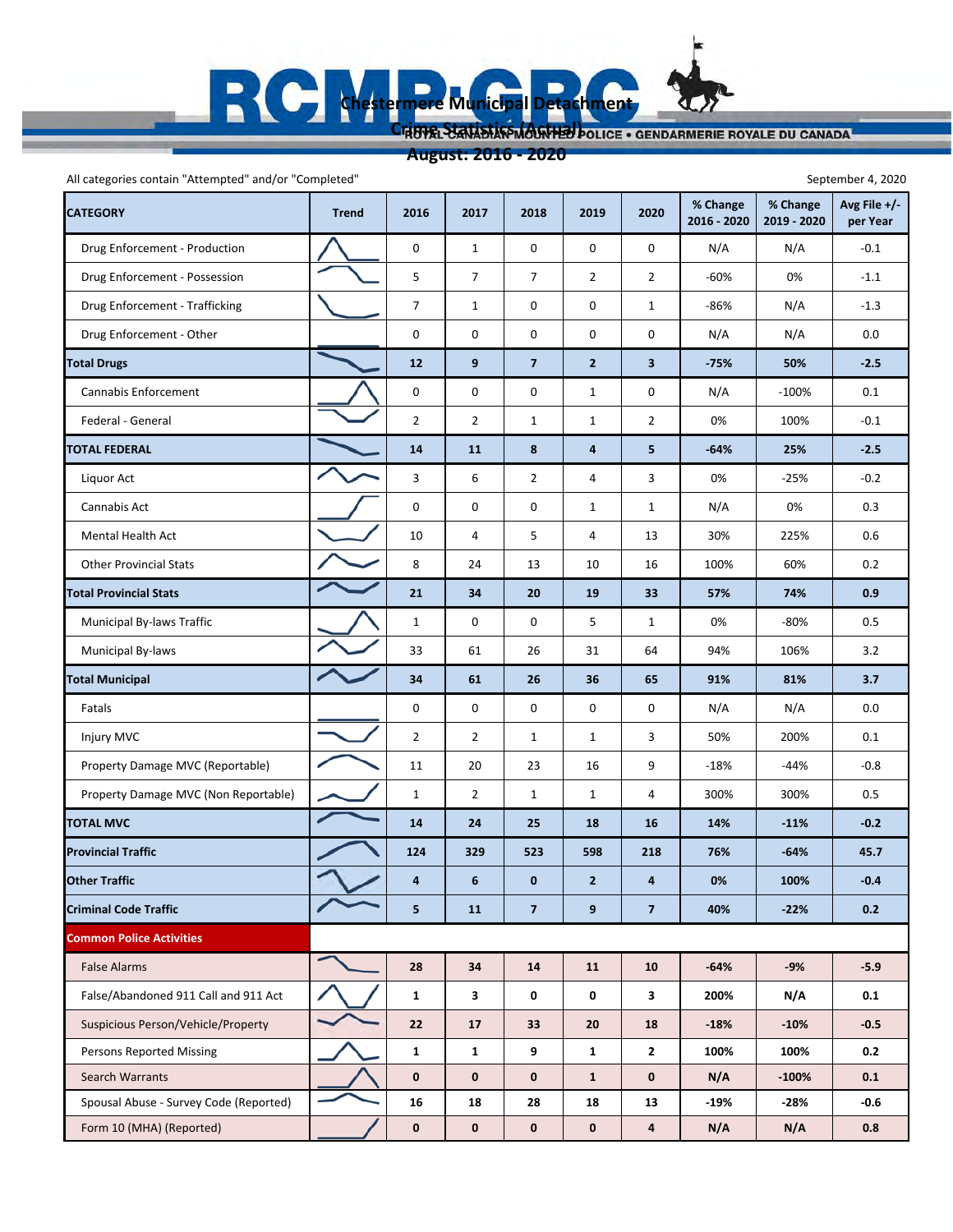# Chestermere Municipal Detachment

## Crime Statistics (Actual)

## August: 2016 - 2020

All categories contain "Attempted" and/or "Completed"

September 4, 2020

| CATEGORY | Trend | 2016 | 2017 | 2018 | 2019 | 2020 | % Change 2016 - 2020 | % Change 2019 - 2020 | Avg File +/- per Year |
|---|---|---|---|---|---|---|---|---|---|
| Drug Enforcement - Production | | 0 | 1 | 0 | 0 | 0 | N/A | N/A | -0.1 |
| Drug Enforcement - Possession | | 5 | 7 | 7 | 2 | 2 | -60% | 0% | -1.1 |
| Drug Enforcement - Trafficking | | 7 | 1 | 0 | 0 | 1 | -86% | N/A | -1.3 |
| Drug Enforcement - Other | | 0 | 0 | 0 | 0 | 0 | N/A | N/A | 0.0 |
| **Total Drugs** | | **12** | **9** | **7** | **2** | **3** | **-75%** | **50%** | **-2.5** |
| Cannabis Enforcement | | 0 | 0 | 0 | 1 | 0 | N/A | -100% | 0.1 |
| Federal - General | | 2 | 2 | 1 | 1 | 2 | 0% | 100% | -0.1 |
| **TOTAL FEDERAL** | | **14** | **11** | **8** | **4** | **5** | **-64%** | **25%** | **-2.5** |
| Liquor Act | | 3 | 6 | 2 | 4 | 3 | 0% | -25% | -0.2 |
| Cannabis Act | | 0 | 0 | 0 | 1 | 1 | N/A | 0% | 0.3 |
| Mental Health Act | | 10 | 4 | 5 | 4 | 13 | 30% | 225% | 0.6 |
| Other Provincial Stats | | 8 | 24 | 13 | 10 | 16 | 100% | 60% | 0.2 |
| **Total Provincial Stats** | | **21** | **34** | **20** | **19** | **33** | **57%** | **74%** | **0.9** |
| Municipal By-laws Traffic | | 1 | 0 | 0 | 5 | 1 | 0% | -80% | 0.5 |
| Municipal By-laws | | 33 | 61 | 26 | 31 | 64 | 94% | 106% | 3.2 |
| **Total Municipal** | | **34** | **61** | **26** | **36** | **65** | **91%** | **81%** | **3.7** |
| Fatals | | 0 | 0 | 0 | 0 | 0 | N/A | N/A | 0.0 |
| Injury MVC | | 2 | 2 | 1 | 1 | 3 | 50% | 200% | 0.1 |
| Property Damage MVC (Reportable) | | 11 | 20 | 23 | 16 | 9 | -18% | -44% | -0.8 |
| Property Damage MVC (Non Reportable) | | 1 | 2 | 1 | 1 | 4 | 300% | 300% | 0.5 |
| **TOTAL MVC** | | **14** | **24** | **25** | **18** | **16** | **14%** | **-11%** | **-0.2** |
| **Provincial Traffic** | | **124** | **329** | **523** | **598** | **218** | **76%** | **-64%** | **45.7** |
| **Other Traffic** | | **4** | **6** | **0** | **2** | **4** | **0%** | **100%** | **-0.4** |
| **Criminal Code Traffic** | | **5** | **11** | **7** | **9** | **7** | **40%** | **-22%** | **0.2** |
| **Common Police Activities** | | | | | | | | | |
| False Alarms | | 28 | 34 | 14 | 11 | 10 | -64% | -9% | -5.9 |
| False/Abandoned 911 Call and 911 Act | | 1 | 3 | 0 | 0 | 3 | 200% | N/A | 0.1 |
| Suspicious Person/Vehicle/Property | | 22 | 17 | 33 | 20 | 18 | -18% | -10% | -0.5 |
| Persons Reported Missing | | 1 | 1 | 9 | 1 | 2 | 100% | 100% | 0.2 |
| Search Warrants | | 0 | 0 | 0 | 1 | 0 | N/A | -100% | 0.1 |
| Spousal Abuse - Survey Code (Reported) | | 16 | 18 | 28 | 18 | 13 | -19% | -28% | -0.6 |
| Form 10 (MHA) (Reported) | | 0 | 0 | 0 | 0 | 4 | N/A | N/A | 0.8 |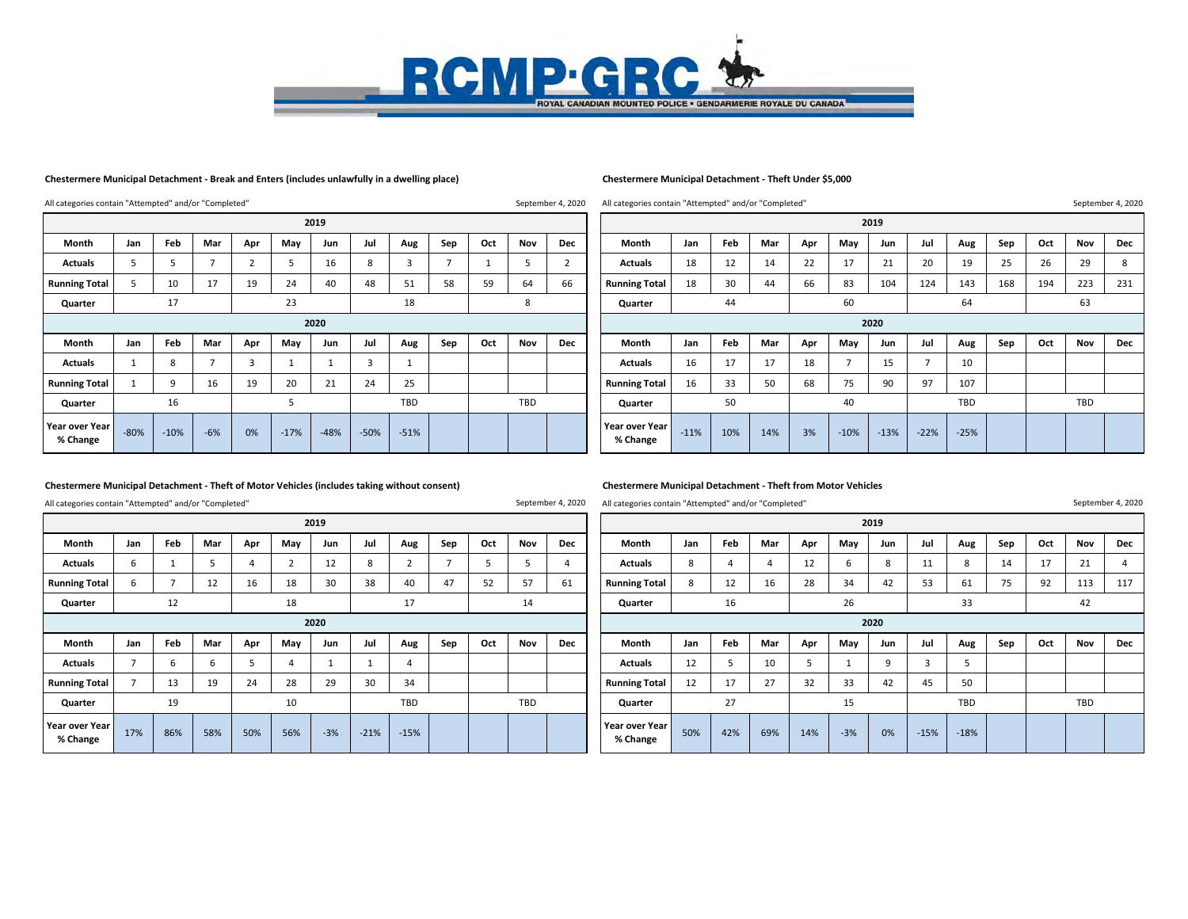RCMP·GRC

ROYAL CANADIAN MOUNTED POLICE • GENDARMERIE ROYALE DU CANADA

**Chestermere Municipal Detachment - Break and Enters (includes unlawfully in a dwelling place)**

All categories contain "Attempted" and/or "Completed" — September 4, 2020

| 2019 | | | | | | | | | | | | |
|---|---|---|---|---|---|---|---|---|---|---|---|---|
| **Month** | **Jan** | **Feb** | **Mar** | **Apr** | **May** | **Jun** | **Jul** | **Aug** | **Sep** | **Oct** | **Nov** | **Dec** |
| **Actuals** | 5 | 5 | 7 | 2 | 5 | 16 | 8 | 3 | 7 | 1 | 5 | 2 |
| **Running Total** | 5 | 10 | 17 | 19 | 24 | 40 | 48 | 51 | 58 | 59 | 64 | 66 |
| **Quarter** | 17 | | | 23 | | | 18 | | | 8 | | |
| **2020** | | | | | | | | | | | | |
| **Month** | **Jan** | **Feb** | **Mar** | **Apr** | **May** | **Jun** | **Jul** | **Aug** | **Sep** | **Oct** | **Nov** | **Dec** |
| **Actuals** | 1 | 8 | 7 | 3 | 1 | 1 | 3 | 1 | | | | |
| **Running Total** | 1 | 9 | 16 | 19 | 20 | 21 | 24 | 25 | | | | |
| **Quarter** | 16 | | | 5 | | | TBD | | | TBD | | |
| **Year over Year % Change** | -80% | -10% | -6% | 0% | -17% | -48% | -50% | -51% | | | | |

**Chestermere Municipal Detachment - Theft Under $5,000**

All categories contain "Attempted" and/or "Completed" — September 4, 2020

| 2019 | | | | | | | | | | | | |
|---|---|---|---|---|---|---|---|---|---|---|---|---|
| **Month** | **Jan** | **Feb** | **Mar** | **Apr** | **May** | **Jun** | **Jul** | **Aug** | **Sep** | **Oct** | **Nov** | **Dec** |
| **Actuals** | 18 | 12 | 14 | 22 | 17 | 21 | 20 | 19 | 25 | 26 | 29 | 8 |
| **Running Total** | 18 | 30 | 44 | 66 | 83 | 104 | 124 | 143 | 168 | 194 | 223 | 231 |
| **Quarter** | 44 | | | 60 | | | 64 | | | 63 | | |
| **2020** | | | | | | | | | | | | |
| **Month** | **Jan** | **Feb** | **Mar** | **Apr** | **May** | **Jun** | **Jul** | **Aug** | **Sep** | **Oct** | **Nov** | **Dec** |
| **Actuals** | 16 | 17 | 17 | 18 | 7 | 15 | 7 | 10 | | | | |
| **Running Total** | 16 | 33 | 50 | 68 | 75 | 90 | 97 | 107 | | | | |
| **Quarter** | 50 | | | 40 | | | TBD | | | TBD | | |
| **Year over Year % Change** | -11% | 10% | 14% | 3% | -10% | -13% | -22% | -25% | | | | |

**Chestermere Municipal Detachment - Theft of Motor Vehicles (includes taking without consent)**

All categories contain "Attempted" and/or "Completed" — September 4, 2020

| 2019 | | | | | | | | | | | | |
|---|---|---|---|---|---|---|---|---|---|---|---|---|
| **Month** | **Jan** | **Feb** | **Mar** | **Apr** | **May** | **Jun** | **Jul** | **Aug** | **Sep** | **Oct** | **Nov** | **Dec** |
| **Actuals** | 6 | 1 | 5 | 4 | 2 | 12 | 8 | 2 | 7 | 5 | 5 | 4 |
| **Running Total** | 6 | 7 | 12 | 16 | 18 | 30 | 38 | 40 | 47 | 52 | 57 | 61 |
| **Quarter** | 12 | | | 18 | | | 17 | | | 14 | | |
| **2020** | | | | | | | | | | | | |
| **Month** | **Jan** | **Feb** | **Mar** | **Apr** | **May** | **Jun** | **Jul** | **Aug** | **Sep** | **Oct** | **Nov** | **Dec** |
| **Actuals** | 7 | 6 | 6 | 5 | 4 | 1 | 1 | 4 | | | | |
| **Running Total** | 7 | 13 | 19 | 24 | 28 | 29 | 30 | 34 | | | | |
| **Quarter** | 19 | | | 10 | | | TBD | | | TBD | | |
| **Year over Year % Change** | 17% | 86% | 58% | 50% | 56% | -3% | -21% | -15% | | | | |

**Chestermere Municipal Detachment - Theft from Motor Vehicles**

All categories contain "Attempted" and/or "Completed" — September 4, 2020

| 2019 | | | | | | | | | | | | |
|---|---|---|---|---|---|---|---|---|---|---|---|---|
| **Month** | **Jan** | **Feb** | **Mar** | **Apr** | **May** | **Jun** | **Jul** | **Aug** | **Sep** | **Oct** | **Nov** | **Dec** |
| **Actuals** | 8 | 4 | 4 | 12 | 6 | 8 | 11 | 8 | 14 | 17 | 21 | 4 |
| **Running Total** | 8 | 12 | 16 | 28 | 34 | 42 | 53 | 61 | 75 | 92 | 113 | 117 |
| **Quarter** | 16 | | | 26 | | | 33 | | | 42 | | |
| **2020** | | | | | | | | | | | | |
| **Month** | **Jan** | **Feb** | **Mar** | **Apr** | **May** | **Jun** | **Jul** | **Aug** | **Sep** | **Oct** | **Nov** | **Dec** |
| **Actuals** | 12 | 5 | 10 | 5 | 1 | 9 | 3 | 5 | | | | |
| **Running Total** | 12 | 17 | 27 | 32 | 33 | 42 | 45 | 50 | | | | |
| **Quarter** | 27 | | | 15 | | | TBD | | | TBD | | |
| **Year over Year % Change** | 50% | 42% | 69% | 14% | -3% | 0% | -15% | -18% | | | | |